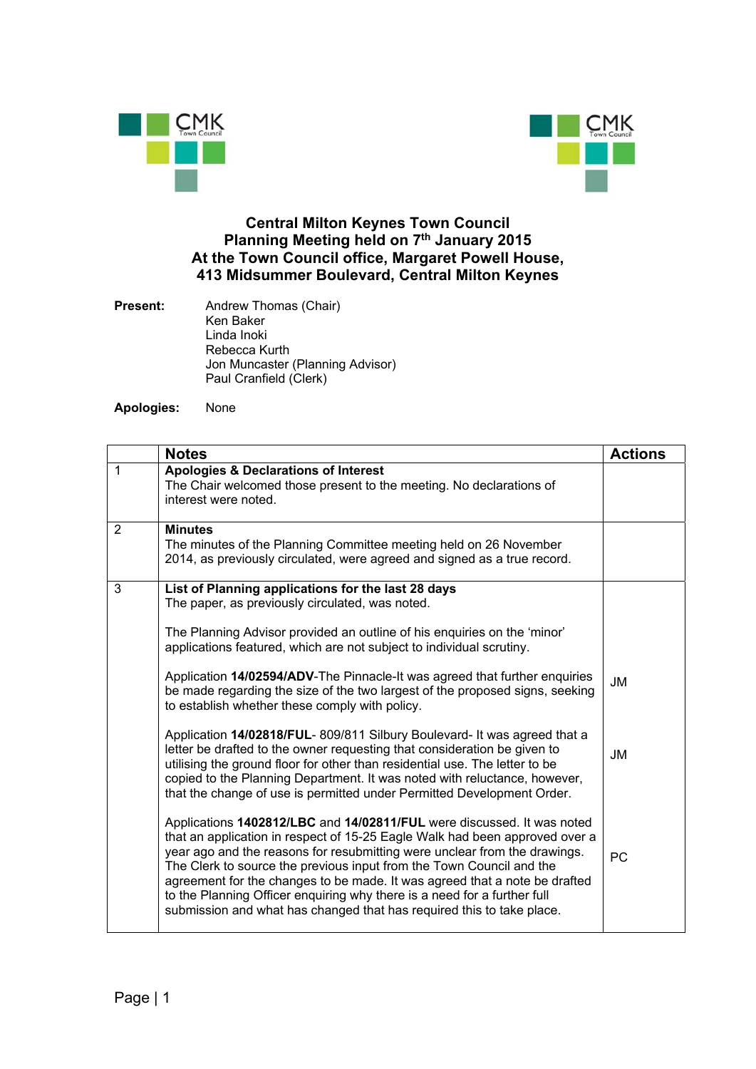# Central Milton Keynes Town Council
## Planning Meeting held on 7th January 2015
## At the Town Council office, Margaret Powell House, 413 Midsummer Boulevard, Central Milton Keynes

**Present:** Andrew Thomas (Chair)
Ken Baker
Linda Inoki
Rebecca Kurth
Jon Muncaster (Planning Advisor)
Paul Cranfield (Clerk)

**Apologies:** None

| | **Notes** | **Actions** |
|---|---|---|
| 1 | **Apologies & Declarations of Interest**<br>The Chair welcomed those present to the meeting. No declarations of interest were noted. | |
| 2 | **Minutes**<br>The minutes of the Planning Committee meeting held on 26 November 2014, as previously circulated, were agreed and signed as a true record. | |
| 3 | **List of Planning applications for the last 28 days**<br>The paper, as previously circulated, was noted.<br><br>The Planning Advisor provided an outline of his enquiries on the 'minor' applications featured, which are not subject to individual scrutiny. | |
| | Application **14/02594/ADV**-The Pinnacle-It was agreed that further enquiries be made regarding the size of the two largest of the proposed signs, seeking to establish whether these comply with policy. | JM |
| | Application **14/02818/FUL**- 809/811 Silbury Boulevard- It was agreed that a letter be drafted to the owner requesting that consideration be given to utilising the ground floor for other than residential use. The letter to be copied to the Planning Department. It was noted with reluctance, however, that the change of use is permitted under Permitted Development Order. | JM |
| | Applications **1402812/LBC** and **14/02811/FUL** were discussed. It was noted that an application in respect of 15-25 Eagle Walk had been approved over a year ago and the reasons for resubmitting were unclear from the drawings. The Clerk to source the previous input from the Town Council and the agreement for the changes to be made. It was agreed that a note be drafted to the Planning Officer enquiring why there is a need for a further full submission and what has changed that has required this to take place. | PC |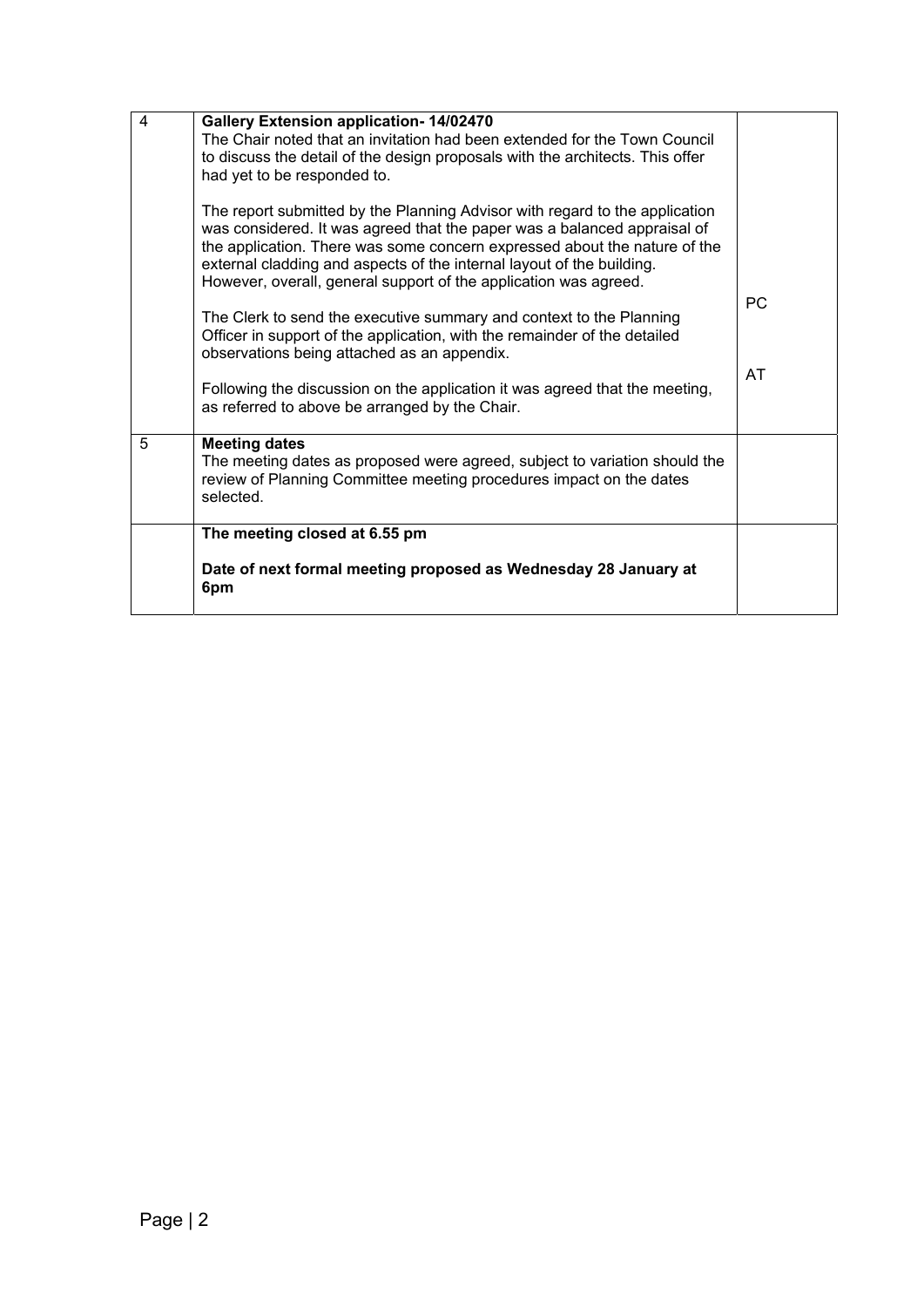| | | |
|---|---|---|
| 4 | **Gallery Extension application- 14/02470**<br>The Chair noted that an invitation had been extended for the Town Council to discuss the detail of the design proposals with the architects. This offer had yet to be responded to.<br><br>The report submitted by the Planning Advisor with regard to the application was considered. It was agreed that the paper was a balanced appraisal of the application. There was some concern expressed about the nature of the external cladding and aspects of the internal layout of the building. However, overall, general support of the application was agreed.<br><br>The Clerk to send the executive summary and context to the Planning Officer in support of the application, with the remainder of the detailed observations being attached as an appendix.<br><br>Following the discussion on the application it was agreed that the meeting, as referred to above be arranged by the Chair. | PC<br><br>AT |
| 5 | **Meeting dates**<br>The meeting dates as proposed were agreed, subject to variation should the review of Planning Committee meeting procedures impact on the dates selected. | |
| | **The meeting closed at 6.55 pm**<br><br>**Date of next formal meeting proposed as Wednesday 28 January at 6pm** | |